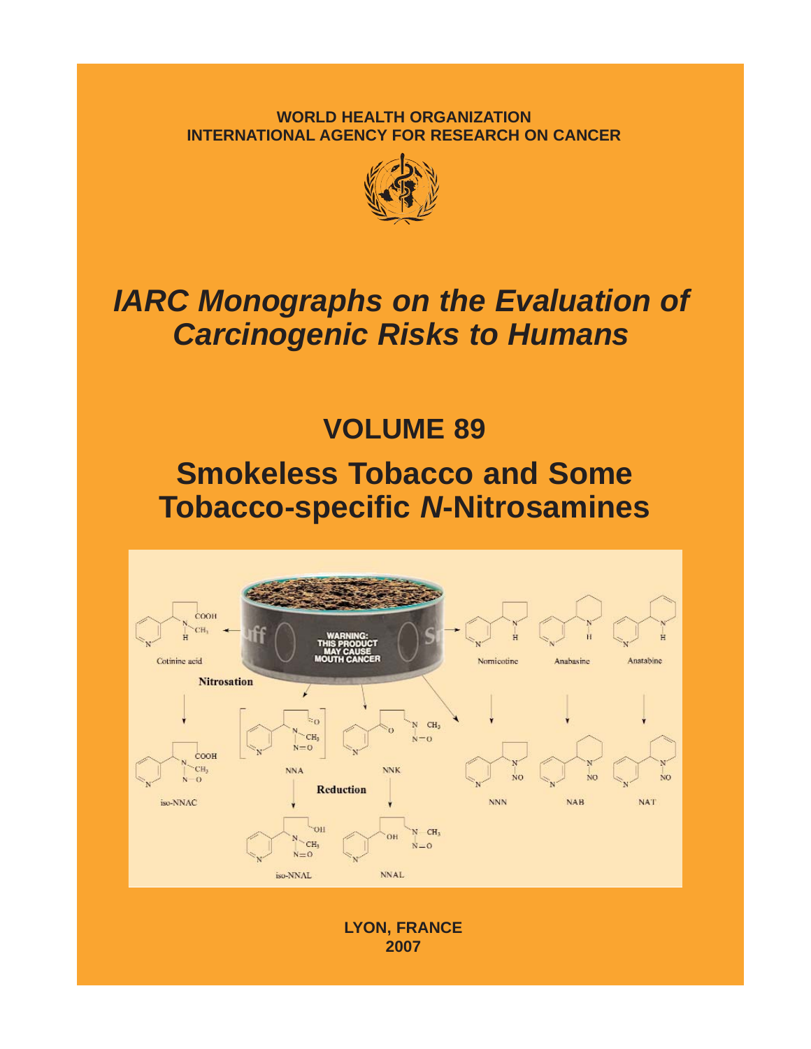WORLD HEALTH ORGANIZATION
INTERNATIONAL AGENCY FOR RESEARCH ON CANCER

# *IARC Monographs on the Evaluation of Carcinogenic Risks to Humans*

## VOLUME 89

## Smokeless Tobacco and Some Tobacco-specific *N*-Nitrosamines

LYON, FRANCE
2007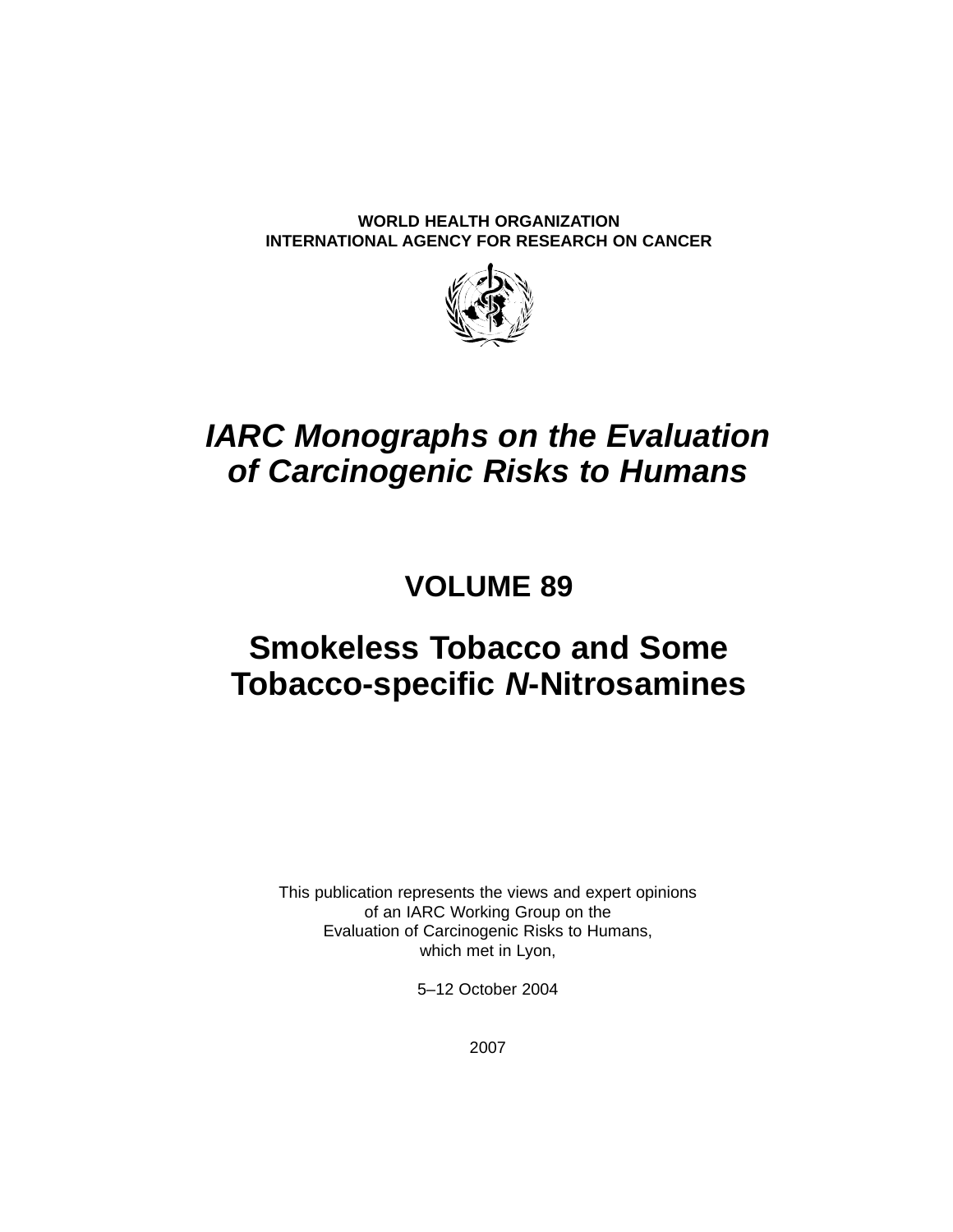WORLD HEALTH ORGANIZATION

INTERNATIONAL AGENCY FOR RESEARCH ON CANCER

# *IARC Monographs on the Evaluation of Carcinogenic Risks to Humans*

## VOLUME 89

## Smokeless Tobacco and Some Tobacco-specific *N*-Nitrosamines

This publication represents the views and expert opinions of an IARC Working Group on the Evaluation of Carcinogenic Risks to Humans, which met in Lyon,

5–12 October 2004

2007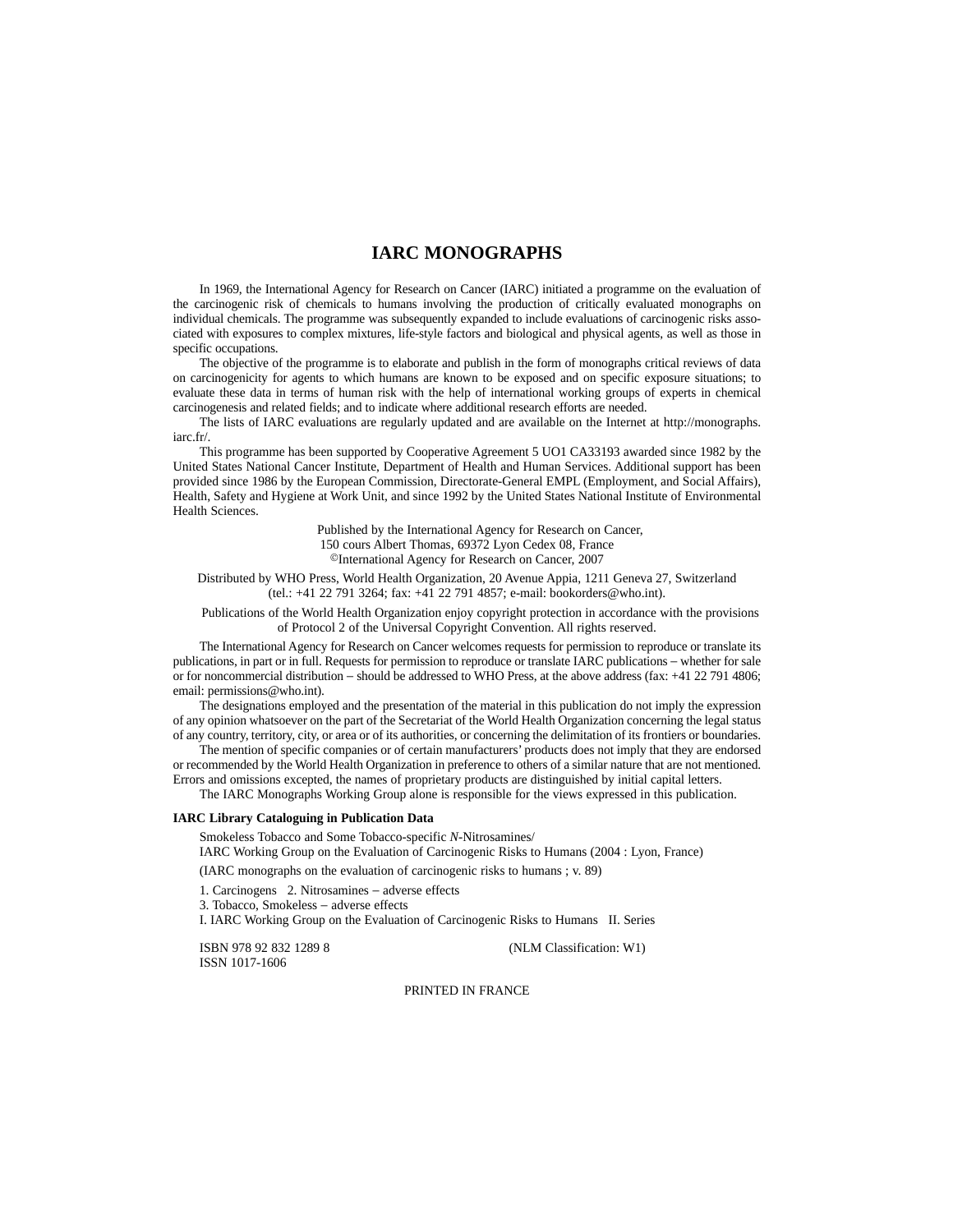# IARC MONOGRAPHS

In 1969, the International Agency for Research on Cancer (IARC) initiated a programme on the evaluation of the carcinogenic risk of chemicals to humans involving the production of critically evaluated monographs on individual chemicals. The programme was subsequently expanded to include evaluations of carcinogenic risks associated with exposures to complex mixtures, life-style factors and biological and physical agents, as well as those in specific occupations.

The objective of the programme is to elaborate and publish in the form of monographs critical reviews of data on carcinogenicity for agents to which humans are known to be exposed and on specific exposure situations; to evaluate these data in terms of human risk with the help of international working groups of experts in chemical carcinogenesis and related fields; and to indicate where additional research efforts are needed.

The lists of IARC evaluations are regularly updated and are available on the Internet at http://monographs.iarc.fr/.

This programme has been supported by Cooperative Agreement 5 UO1 CA33193 awarded since 1982 by the United States National Cancer Institute, Department of Health and Human Services. Additional support has been provided since 1986 by the European Commission, Directorate-General EMPL (Employment, and Social Affairs), Health, Safety and Hygiene at Work Unit, and since 1992 by the United States National Institute of Environmental Health Sciences.

Published by the International Agency for Research on Cancer,
150 cours Albert Thomas, 69372 Lyon Cedex 08, France
©International Agency for Research on Cancer, 2007

Distributed by WHO Press, World Health Organization, 20 Avenue Appia, 1211 Geneva 27, Switzerland
(tel.: +41 22 791 3264; fax: +41 22 791 4857; e-mail: bookorders@who.int).

Publications of the World Health Organization enjoy copyright protection in accordance with the provisions of Protocol 2 of the Universal Copyright Convention. All rights reserved.

The International Agency for Research on Cancer welcomes requests for permission to reproduce or translate its publications, in part or in full. Requests for permission to reproduce or translate IARC publications – whether for sale or for noncommercial distribution – should be addressed to WHO Press, at the above address (fax: +41 22 791 4806; email: permissions@who.int).

The designations employed and the presentation of the material in this publication do not imply the expression of any opinion whatsoever on the part of the Secretariat of the World Health Organization concerning the legal status of any country, territory, city, or area or of its authorities, or concerning the delimitation of its frontiers or boundaries.

The mention of specific companies or of certain manufacturers' products does not imply that they are endorsed or recommended by the World Health Organization in preference to others of a similar nature that are not mentioned. Errors and omissions excepted, the names of proprietary products are distinguished by initial capital letters.

The IARC Monographs Working Group alone is responsible for the views expressed in this publication.

**IARC Library Cataloguing in Publication Data**

Smokeless Tobacco and Some Tobacco-specific *N*-Nitrosamines/
IARC Working Group on the Evaluation of Carcinogenic Risks to Humans (2004 : Lyon, France)

(IARC monographs on the evaluation of carcinogenic risks to humans ; v. 89)

1. Carcinogens 2. Nitrosamines – adverse effects
3. Tobacco, Smokeless – adverse effects
I. IARC Working Group on the Evaluation of Carcinogenic Risks to Humans II. Series

ISBN 978 92 832 1289 8 (NLM Classification: W1)
ISSN 1017-1606

PRINTED IN FRANCE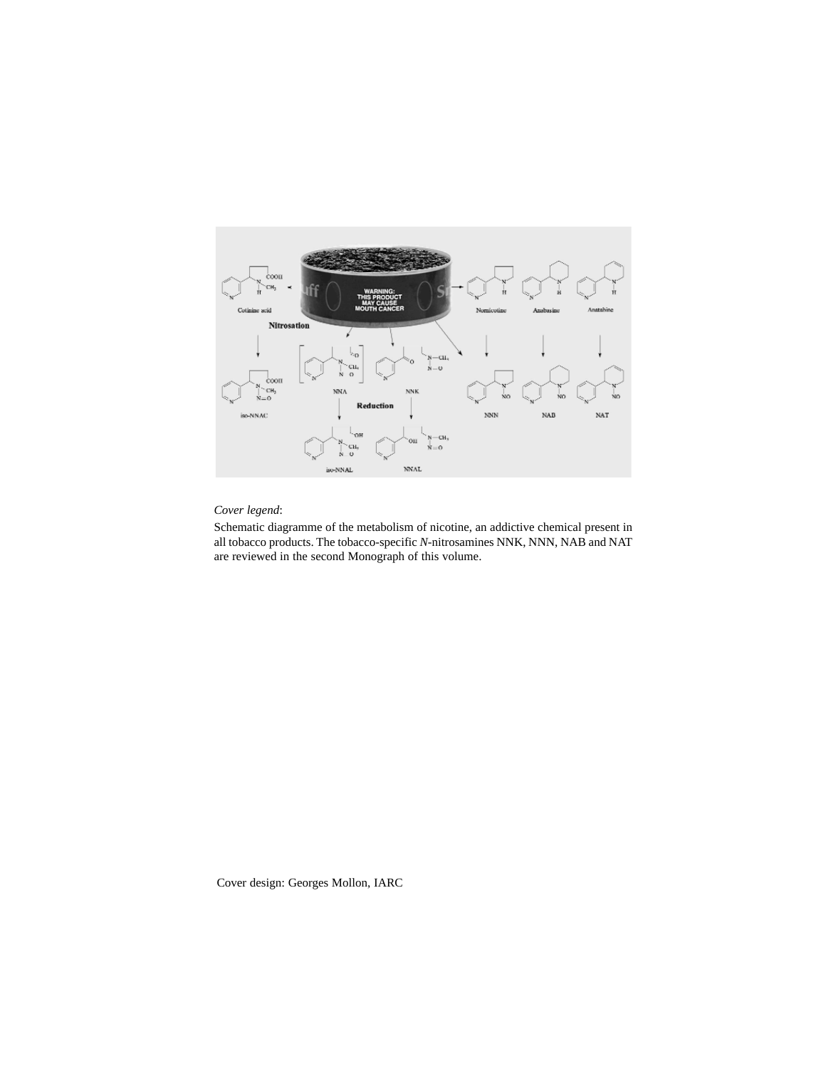*Cover legend*:

Schematic diagramme of the metabolism of nicotine, an addictive chemical present in all tobacco products. The tobacco-specific *N*-nitrosamines NNK, NNN, NAB and NAT are reviewed in the second Monograph of this volume.

Cover design: Georges Mollon, IARC